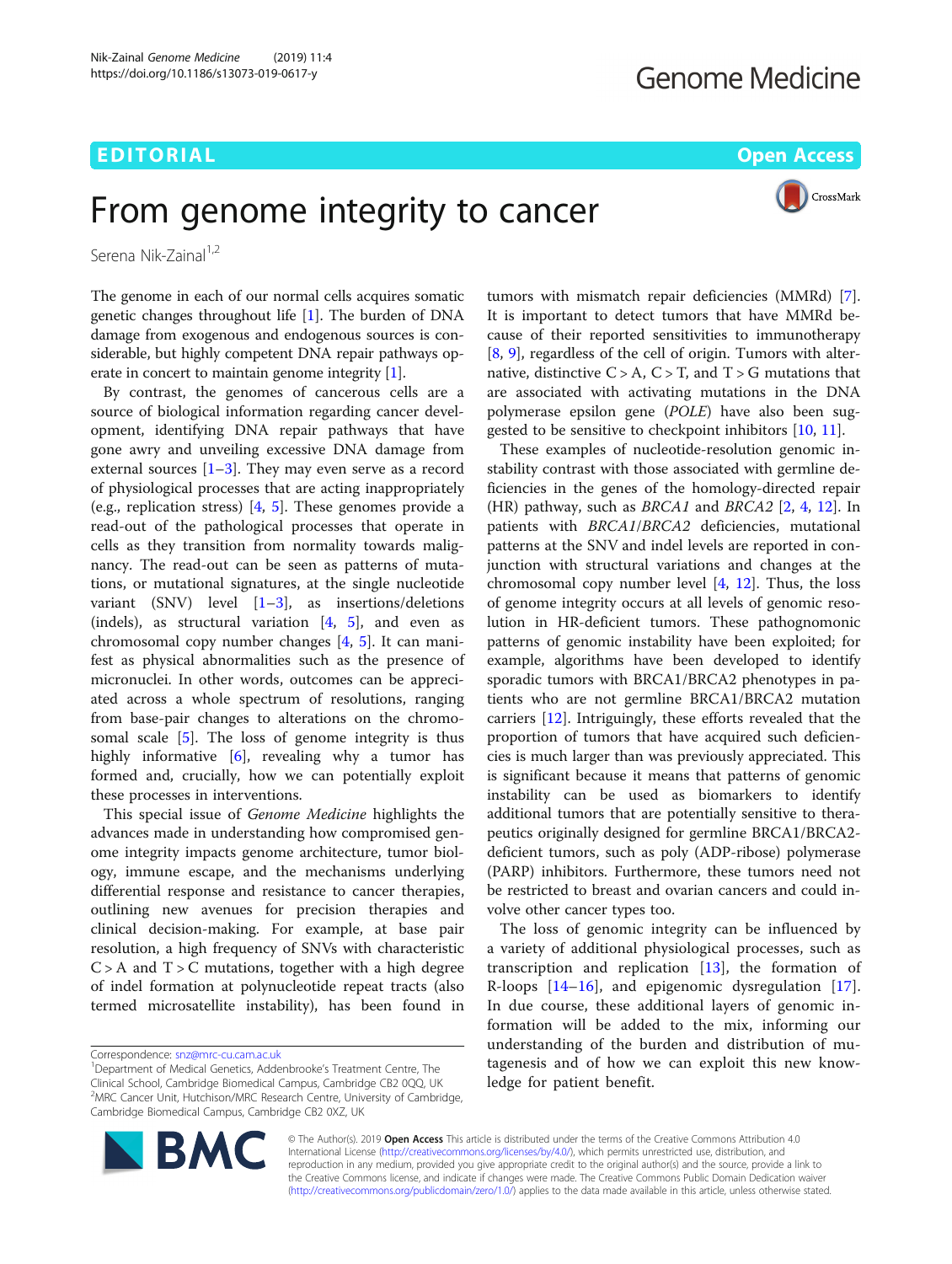EDITORIAL

Open Access

# From genome integrity to cancer

Serena Nik-Zainal[1,2]

The genome in each of our normal cells acquires somatic genetic changes throughout life [1]. The burden of DNA damage from exogenous and endogenous sources is considerable, but highly competent DNA repair pathways operate in concert to maintain genome integrity [1].

By contrast, the genomes of cancerous cells are a source of biological information regarding cancer development, identifying DNA repair pathways that have gone awry and unveiling excessive DNA damage from external sources [1–3]. They may even serve as a record of physiological processes that are acting inappropriately (e.g., replication stress) [4, 5]. These genomes provide a read-out of the pathological processes that operate in cells as they transition from normality towards malignancy. The read-out can be seen as patterns of mutations, or mutational signatures, at the single nucleotide variant (SNV) level [1–3], as insertions/deletions (indels), as structural variation [4, 5], and even as chromosomal copy number changes [4, 5]. It can manifest as physical abnormalities such as the presence of micronuclei. In other words, outcomes can be appreciated across a whole spectrum of resolutions, ranging from base-pair changes to alterations on the chromosomal scale [5]. The loss of genome integrity is thus highly informative [6], revealing why a tumor has formed and, crucially, how we can potentially exploit these processes in interventions.

This special issue of *Genome Medicine* highlights the advances made in understanding how compromised genome integrity impacts genome architecture, tumor biology, immune escape, and the mechanisms underlying differential response and resistance to cancer therapies, outlining new avenues for precision therapies and clinical decision-making. For example, at base pair resolution, a high frequency of SNVs with characteristic C > A and T > C mutations, together with a high degree of indel formation at polynucleotide repeat tracts (also termed microsatellite instability), has been found in tumors with mismatch repair deficiencies (MMRd) [7]. It is important to detect tumors that have MMRd because of their reported sensitivities to immunotherapy [8, 9], regardless of the cell of origin. Tumors with alternative, distinctive C > A, C > T, and T > G mutations that are associated with activating mutations in the DNA polymerase epsilon gene (*POLE*) have also been suggested to be sensitive to checkpoint inhibitors [10, 11].

These examples of nucleotide-resolution genomic instability contrast with those associated with germline deficiencies in the genes of the homology-directed repair (HR) pathway, such as *BRCA1* and *BRCA2* [2, 4, 12]. In patients with *BRCA1*/*BRCA2* deficiencies, mutational patterns at the SNV and indel levels are reported in conjunction with structural variations and changes at the chromosomal copy number level [4, 12]. Thus, the loss of genome integrity occurs at all levels of genomic resolution in HR-deficient tumors. These pathognomonic patterns of genomic instability have been exploited; for example, algorithms have been developed to identify sporadic tumors with BRCA1/BRCA2 phenotypes in patients who are not germline BRCA1/BRCA2 mutation carriers [12]. Intriguingly, these efforts revealed that the proportion of tumors that have acquired such deficiencies is much larger than was previously appreciated. This is significant because it means that patterns of genomic instability can be used as biomarkers to identify additional tumors that are potentially sensitive to therapeutics originally designed for germline BRCA1/BRCA2-deficient tumors, such as poly (ADP-ribose) polymerase (PARP) inhibitors. Furthermore, these tumors need not be restricted to breast and ovarian cancers and could involve other cancer types too.

The loss of genomic integrity can be influenced by a variety of additional physiological processes, such as transcription and replication [13], the formation of R-loops [14–16], and epigenomic dysregulation [17]. In due course, these additional layers of genomic information will be added to the mix, informing our understanding of the burden and distribution of mutagenesis and of how we can exploit this new knowledge for patient benefit.

Correspondence: snz@mrc-cu.cam.ac.uk
[1]Department of Medical Genetics, Addenbrooke's Treatment Centre, The Clinical School, Cambridge Biomedical Campus, Cambridge CB2 0QQ, UK
[2]MRC Cancer Unit, Hutchison/MRC Research Centre, University of Cambridge, Cambridge Biomedical Campus, Cambridge CB2 0XZ, UK

© The Author(s). 2019 **Open Access** This article is distributed under the terms of the Creative Commons Attribution 4.0 International License (http://creativecommons.org/licenses/by/4.0/), which permits unrestricted use, distribution, and reproduction in any medium, provided you give appropriate credit to the original author(s) and the source, provide a link to the Creative Commons license, and indicate if changes were made. The Creative Commons Public Domain Dedication waiver (http://creativecommons.org/publicdomain/zero/1.0/) applies to the data made available in this article, unless otherwise stated.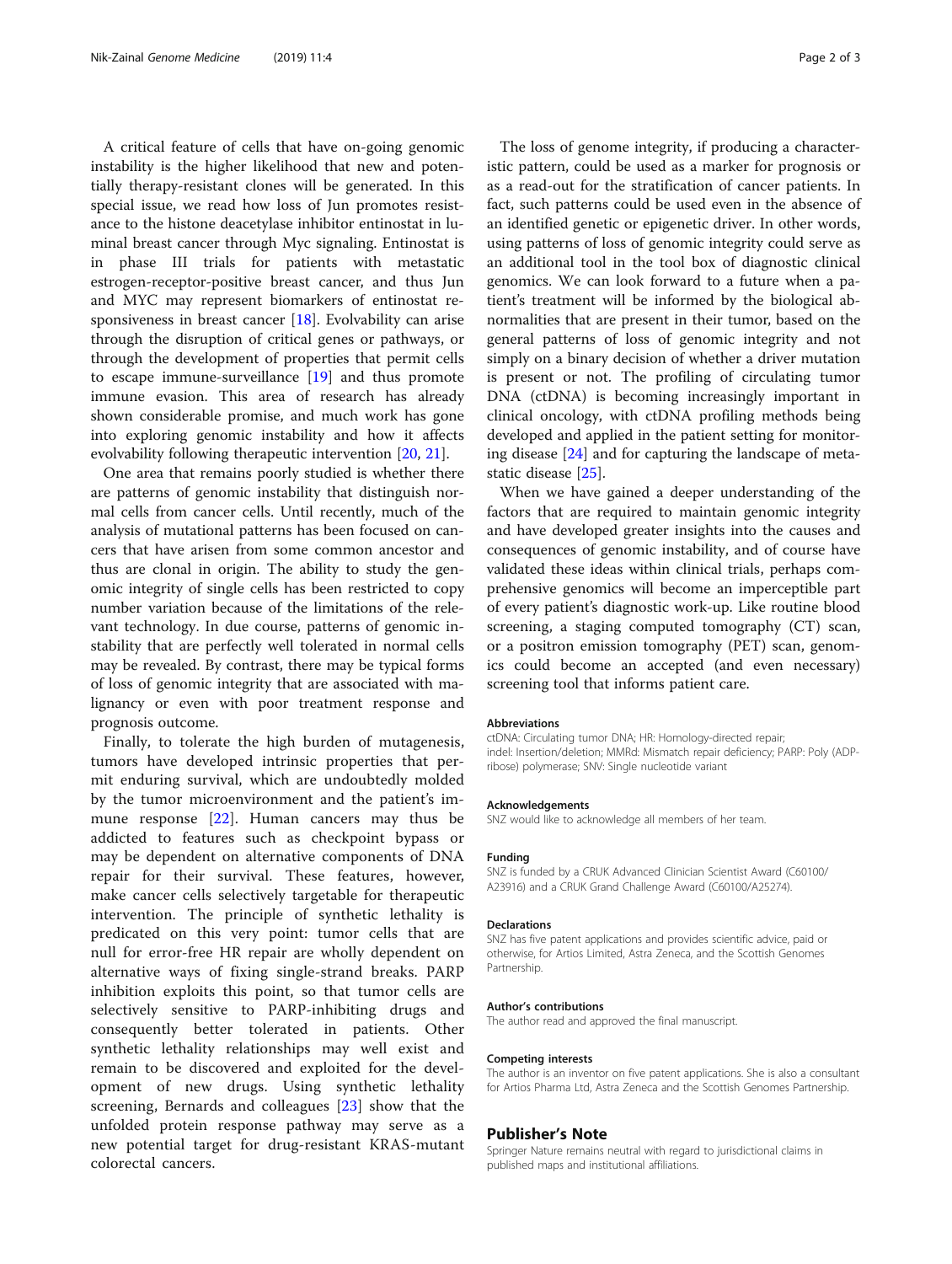A critical feature of cells that have on-going genomic instability is the higher likelihood that new and potentially therapy-resistant clones will be generated. In this special issue, we read how loss of Jun promotes resistance to the histone deacetylase inhibitor entinostat in luminal breast cancer through Myc signaling. Entinostat is in phase III trials for patients with metastatic estrogen-receptor-positive breast cancer, and thus Jun and MYC may represent biomarkers of entinostat responsiveness in breast cancer [18]. Evolvability can arise through the disruption of critical genes or pathways, or through the development of properties that permit cells to escape immune-surveillance [19] and thus promote immune evasion. This area of research has already shown considerable promise, and much work has gone into exploring genomic instability and how it affects evolvability following therapeutic intervention [20, 21].

One area that remains poorly studied is whether there are patterns of genomic instability that distinguish normal cells from cancer cells. Until recently, much of the analysis of mutational patterns has been focused on cancers that have arisen from some common ancestor and thus are clonal in origin. The ability to study the genomic integrity of single cells has been restricted to copy number variation because of the limitations of the relevant technology. In due course, patterns of genomic instability that are perfectly well tolerated in normal cells may be revealed. By contrast, there may be typical forms of loss of genomic integrity that are associated with malignancy or even with poor treatment response and prognosis outcome.

Finally, to tolerate the high burden of mutagenesis, tumors have developed intrinsic properties that permit enduring survival, which are undoubtedly molded by the tumor microenvironment and the patient's immune response [22]. Human cancers may thus be addicted to features such as checkpoint bypass or may be dependent on alternative components of DNA repair for their survival. These features, however, make cancer cells selectively targetable for therapeutic intervention. The principle of synthetic lethality is predicated on this very point: tumor cells that are null for error-free HR repair are wholly dependent on alternative ways of fixing single-strand breaks. PARP inhibition exploits this point, so that tumor cells are selectively sensitive to PARP-inhibiting drugs and consequently better tolerated in patients. Other synthetic lethality relationships may well exist and remain to be discovered and exploited for the development of new drugs. Using synthetic lethality screening, Bernards and colleagues [23] show that the unfolded protein response pathway may serve as a new potential target for drug-resistant KRAS-mutant colorectal cancers.

The loss of genome integrity, if producing a characteristic pattern, could be used as a marker for prognosis or as a read-out for the stratification of cancer patients. In fact, such patterns could be used even in the absence of an identified genetic or epigenetic driver. In other words, using patterns of loss of genomic integrity could serve as an additional tool in the tool box of diagnostic clinical genomics. We can look forward to a future when a patient's treatment will be informed by the biological abnormalities that are present in their tumor, based on the general patterns of loss of genomic integrity and not simply on a binary decision of whether a driver mutation is present or not. The profiling of circulating tumor DNA (ctDNA) is becoming increasingly important in clinical oncology, with ctDNA profiling methods being developed and applied in the patient setting for monitoring disease [24] and for capturing the landscape of metastatic disease [25].

When we have gained a deeper understanding of the factors that are required to maintain genomic integrity and have developed greater insights into the causes and consequences of genomic instability, and of course have validated these ideas within clinical trials, perhaps comprehensive genomics will become an imperceptible part of every patient's diagnostic work-up. Like routine blood screening, a staging computed tomography (CT) scan, or a positron emission tomography (PET) scan, genomics could become an accepted (and even necessary) screening tool that informs patient care.

#### Abbreviations

ctDNA: Circulating tumor DNA; HR: Homology-directed repair; indel: Insertion/deletion; MMRd: Mismatch repair deficiency; PARP: Poly (ADP-ribose) polymerase; SNV: Single nucleotide variant

#### Acknowledgements

SNZ would like to acknowledge all members of her team.

#### Funding

SNZ is funded by a CRUK Advanced Clinician Scientist Award (C60100/A23916) and a CRUK Grand Challenge Award (C60100/A25274).

#### Declarations

SNZ has five patent applications and provides scientific advice, paid or otherwise, for Artios Limited, Astra Zeneca, and the Scottish Genomes Partnership.

#### Author's contributions

The author read and approved the final manuscript.

#### Competing interests

The author is an inventor on five patent applications. She is also a consultant for Artios Pharma Ltd, Astra Zeneca and the Scottish Genomes Partnership.

## Publisher's Note

Springer Nature remains neutral with regard to jurisdictional claims in published maps and institutional affiliations.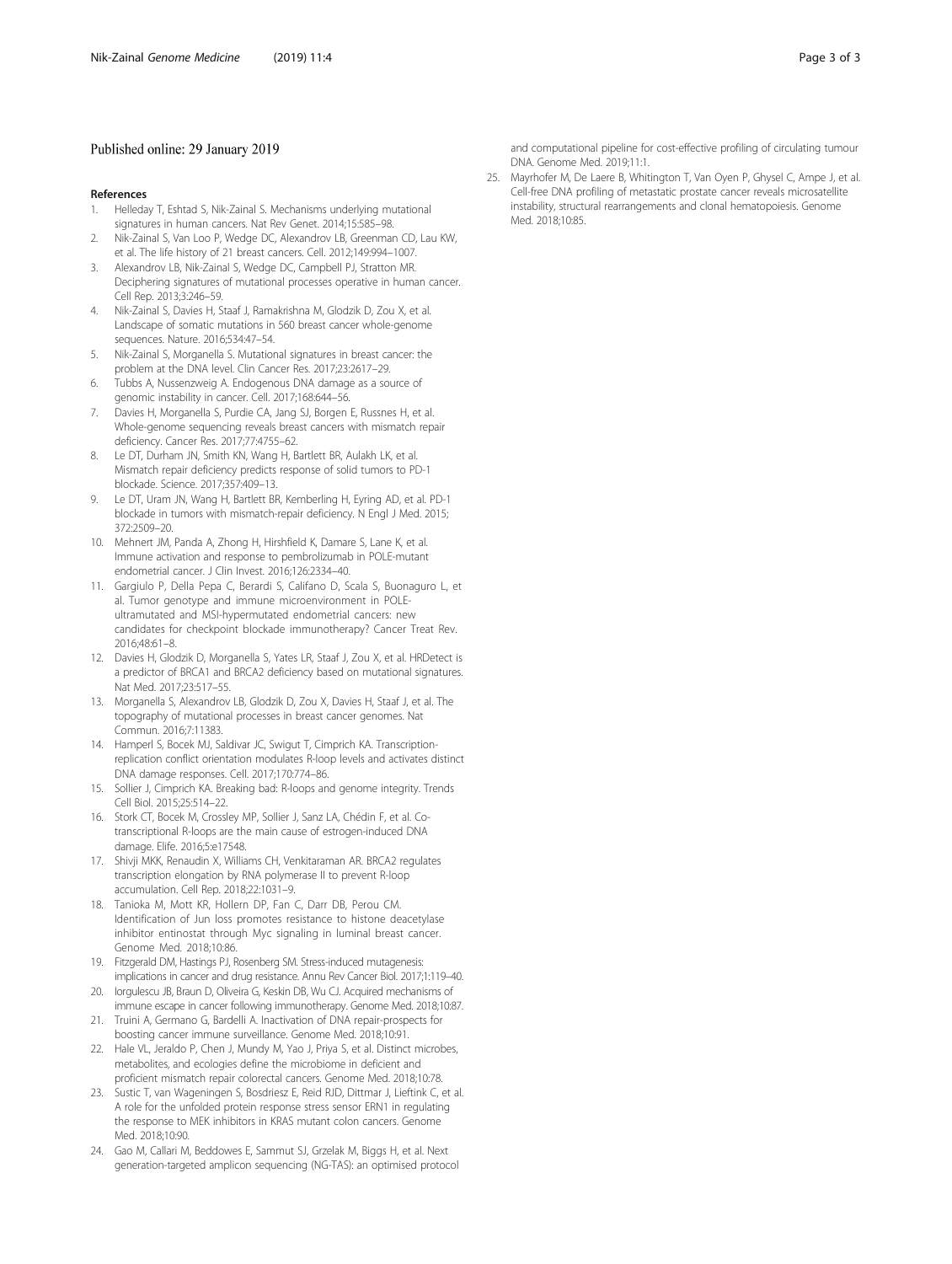Published online: 29 January 2019

### References

1. Helleday T, Eshtad S, Nik-Zainal S. Mechanisms underlying mutational signatures in human cancers. Nat Rev Genet. 2014;15:585–98.
2. Nik-Zainal S, Van Loo P, Wedge DC, Alexandrov LB, Greenman CD, Lau KW, et al. The life history of 21 breast cancers. Cell. 2012;149:994–1007.
3. Alexandrov LB, Nik-Zainal S, Wedge DC, Campbell PJ, Stratton MR. Deciphering signatures of mutational processes operative in human cancer. Cell Rep. 2013;3:246–59.
4. Nik-Zainal S, Davies H, Staaf J, Ramakrishna M, Glodzik D, Zou X, et al. Landscape of somatic mutations in 560 breast cancer whole-genome sequences. Nature. 2016;534:47–54.
5. Nik-Zainal S, Morganella S. Mutational signatures in breast cancer: the problem at the DNA level. Clin Cancer Res. 2017;23:2617–29.
6. Tubbs A, Nussenzweig A. Endogenous DNA damage as a source of genomic instability in cancer. Cell. 2017;168:644–56.
7. Davies H, Morganella S, Purdie CA, Jang SJ, Borgen E, Russnes H, et al. Whole-genome sequencing reveals breast cancers with mismatch repair deficiency. Cancer Res. 2017;77:4755–62.
8. Le DT, Durham JN, Smith KN, Wang H, Bartlett BR, Aulakh LK, et al. Mismatch repair deficiency predicts response of solid tumors to PD-1 blockade. Science. 2017;357:409–13.
9. Le DT, Uram JN, Wang H, Bartlett BR, Kemberling H, Eyring AD, et al. PD-1 blockade in tumors with mismatch-repair deficiency. N Engl J Med. 2015; 372:2509–20.
10. Mehnert JM, Panda A, Zhong H, Hirshfield K, Damare S, Lane K, et al. Immune activation and response to pembrolizumab in POLE-mutant endometrial cancer. J Clin Invest. 2016;126:2334–40.
11. Gargiulo P, Della Pepa C, Berardi S, Califano D, Scala S, Buonaguro L, et al. Tumor genotype and immune microenvironment in POLE-ultramutated and MSI-hypermutated endometrial cancers: new candidates for checkpoint blockade immunotherapy? Cancer Treat Rev. 2016;48:61–8.
12. Davies H, Glodzik D, Morganella S, Yates LR, Staaf J, Zou X, et al. HRDetect is a predictor of BRCA1 and BRCA2 deficiency based on mutational signatures. Nat Med. 2017;23:517–55.
13. Morganella S, Alexandrov LB, Glodzik D, Zou X, Davies H, Staaf J, et al. The topography of mutational processes in breast cancer genomes. Nat Commun. 2016;7:11383.
14. Hamperl S, Bocek MJ, Saldivar JC, Swigut T, Cimprich KA. Transcription-replication conflict orientation modulates R-loop levels and activates distinct DNA damage responses. Cell. 2017;170:774–86.
15. Sollier J, Cimprich KA. Breaking bad: R-loops and genome integrity. Trends Cell Biol. 2015;25:514–22.
16. Stork CT, Bocek M, Crossley MP, Sollier J, Sanz LA, Chédin F, et al. Co-transcriptional R-loops are the main cause of estrogen-induced DNA damage. Elife. 2016;5:e17548.
17. Shivji MKK, Renaudin X, Williams CH, Venkitaraman AR. BRCA2 regulates transcription elongation by RNA polymerase II to prevent R-loop accumulation. Cell Rep. 2018;22:1031–9.
18. Tanioka M, Mott KR, Hollern DP, Fan C, Darr DB, Perou CM. Identification of Jun loss promotes resistance to histone deacetylase inhibitor entinostat through Myc signaling in luminal breast cancer. Genome Med. 2018;10:86.
19. Fitzgerald DM, Hastings PJ, Rosenberg SM. Stress-induced mutagenesis: implications in cancer and drug resistance. Annu Rev Cancer Biol. 2017;1:119–40.
20. Iorgulescu JB, Braun D, Oliveira G, Keskin DB, Wu CJ. Acquired mechanisms of immune escape in cancer following immunotherapy. Genome Med. 2018;10:87.
21. Truini A, Germano G, Bardelli A. Inactivation of DNA repair-prospects for boosting cancer immune surveillance. Genome Med. 2018;10:91.
22. Hale VL, Jeraldo P, Chen J, Mundy M, Yao J, Priya S, et al. Distinct microbes, metabolites, and ecologies define the microbiome in deficient and proficient mismatch repair colorectal cancers. Genome Med. 2018;10:78.
23. Sustic T, van Wageningen S, Bosdriesz E, Reid RJD, Dittmar J, Lieftink C, et al. A role for the unfolded protein response stress sensor ERN1 in regulating the response to MEK inhibitors in KRAS mutant colon cancers. Genome Med. 2018;10:90.
24. Gao M, Callari M, Beddowes E, Sammut SJ, Grzelak M, Biggs H, et al. Next generation-targeted amplicon sequencing (NG-TAS): an optimised protocol and computational pipeline for cost-effective profiling of circulating tumour DNA. Genome Med. 2019;11:1.
25. Mayrhofer M, De Laere B, Whitington T, Van Oyen P, Ghysel C, Ampe J, et al. Cell-free DNA profiling of metastatic prostate cancer reveals microsatellite instability, structural rearrangements and clonal hematopoiesis. Genome Med. 2018;10:85.